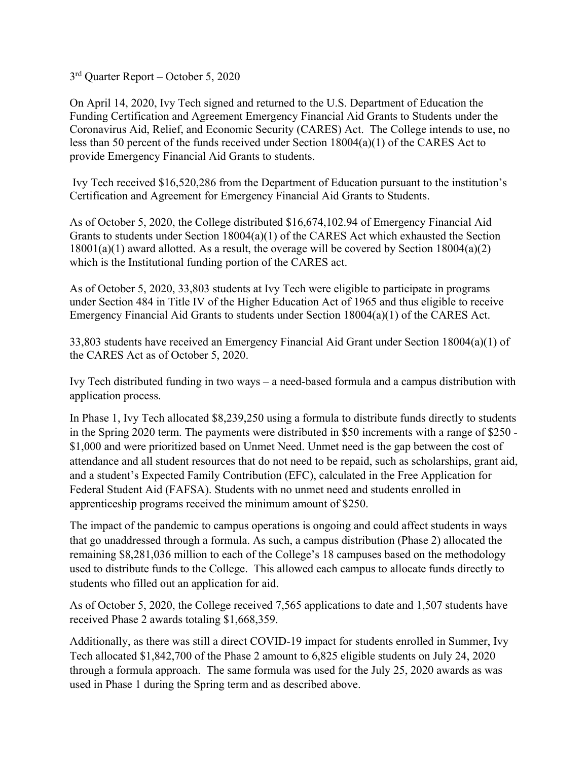3rd Quarter Report – October 5, 2020

On April 14, 2020, Ivy Tech signed and returned to the U.S. Department of Education the Funding Certification and Agreement Emergency Financial Aid Grants to Students under the Coronavirus Aid, Relief, and Economic Security (CARES) Act. The College intends to use, no less than 50 percent of the funds received under Section 18004(a)(1) of the CARES Act to provide Emergency Financial Aid Grants to students.

Ivy Tech received $16,520,286 from the Department of Education pursuant to the institution's Certification and Agreement for Emergency Financial Aid Grants to Students.

As of October 5, 2020, the College distributed $16,674,102.94 of Emergency Financial Aid Grants to students under Section 18004(a)(1) of the CARES Act which exhausted the Section 18001(a)(1) award allotted. As a result, the overage will be covered by Section 18004(a)(2) which is the Institutional funding portion of the CARES act.

As of October 5, 2020, 33,803 students at Ivy Tech were eligible to participate in programs under Section 484 in Title IV of the Higher Education Act of 1965 and thus eligible to receive Emergency Financial Aid Grants to students under Section 18004(a)(1) of the CARES Act.

33,803 students have received an Emergency Financial Aid Grant under Section 18004(a)(1) of the CARES Act as of October 5, 2020.

Ivy Tech distributed funding in two ways – a need-based formula and a campus distribution with application process.

In Phase 1, Ivy Tech allocated $8,239,250 using a formula to distribute funds directly to students in the Spring 2020 term. The payments were distributed in $50 increments with a range of $250 - $1,000 and were prioritized based on Unmet Need. Unmet need is the gap between the cost of attendance and all student resources that do not need to be repaid, such as scholarships, grant aid, and a student's Expected Family Contribution (EFC), calculated in the Free Application for Federal Student Aid (FAFSA). Students with no unmet need and students enrolled in apprenticeship programs received the minimum amount of $250.

The impact of the pandemic to campus operations is ongoing and could affect students in ways that go unaddressed through a formula. As such, a campus distribution (Phase 2) allocated the remaining $8,281,036 million to each of the College's 18 campuses based on the methodology used to distribute funds to the College. This allowed each campus to allocate funds directly to students who filled out an application for aid.

As of October 5, 2020, the College received 7,565 applications to date and 1,507 students have received Phase 2 awards totaling $1,668,359.

Additionally, as there was still a direct COVID-19 impact for students enrolled in Summer, Ivy Tech allocated $1,842,700 of the Phase 2 amount to 6,825 eligible students on July 24, 2020 through a formula approach. The same formula was used for the July 25, 2020 awards as was used in Phase 1 during the Spring term and as described above.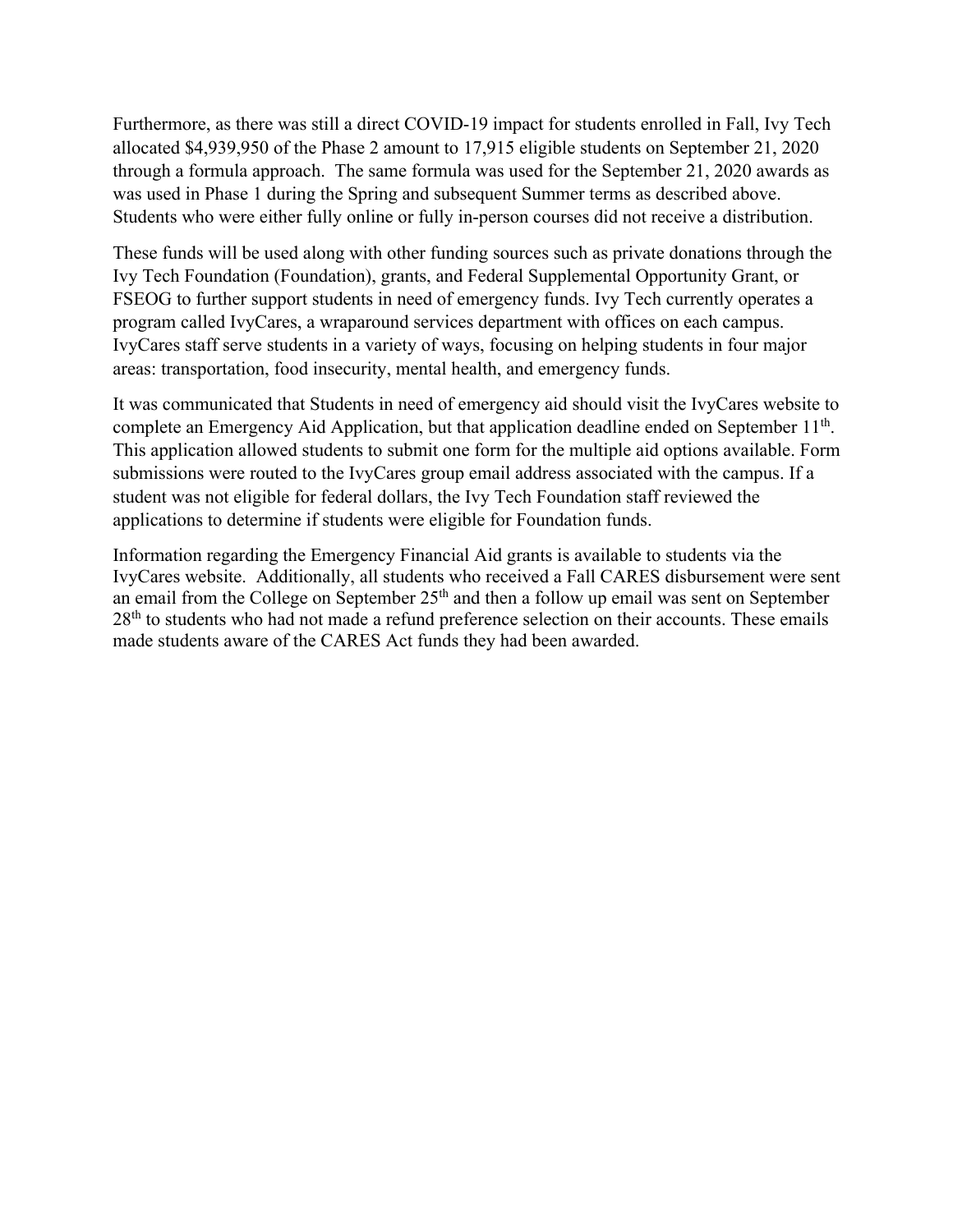Furthermore, as there was still a direct COVID-19 impact for students enrolled in Fall, Ivy Tech allocated $4,939,950 of the Phase 2 amount to 17,915 eligible students on September 21, 2020 through a formula approach. The same formula was used for the September 21, 2020 awards as was used in Phase 1 during the Spring and subsequent Summer terms as described above. Students who were either fully online or fully in-person courses did not receive a distribution.

These funds will be used along with other funding sources such as private donations through the Ivy Tech Foundation (Foundation), grants, and Federal Supplemental Opportunity Grant, or FSEOG to further support students in need of emergency funds. Ivy Tech currently operates a program called IvyCares, a wraparound services department with offices on each campus. IvyCares staff serve students in a variety of ways, focusing on helping students in four major areas: transportation, food insecurity, mental health, and emergency funds.

It was communicated that Students in need of emergency aid should visit the IvyCares website to complete an Emergency Aid Application, but that application deadline ended on September 11th. This application allowed students to submit one form for the multiple aid options available. Form submissions were routed to the IvyCares group email address associated with the campus. If a student was not eligible for federal dollars, the Ivy Tech Foundation staff reviewed the applications to determine if students were eligible for Foundation funds.

Information regarding the Emergency Financial Aid grants is available to students via the IvyCares website. Additionally, all students who received a Fall CARES disbursement were sent an email from the College on September 25th and then a follow up email was sent on September 28th to students who had not made a refund preference selection on their accounts. These emails made students aware of the CARES Act funds they had been awarded.